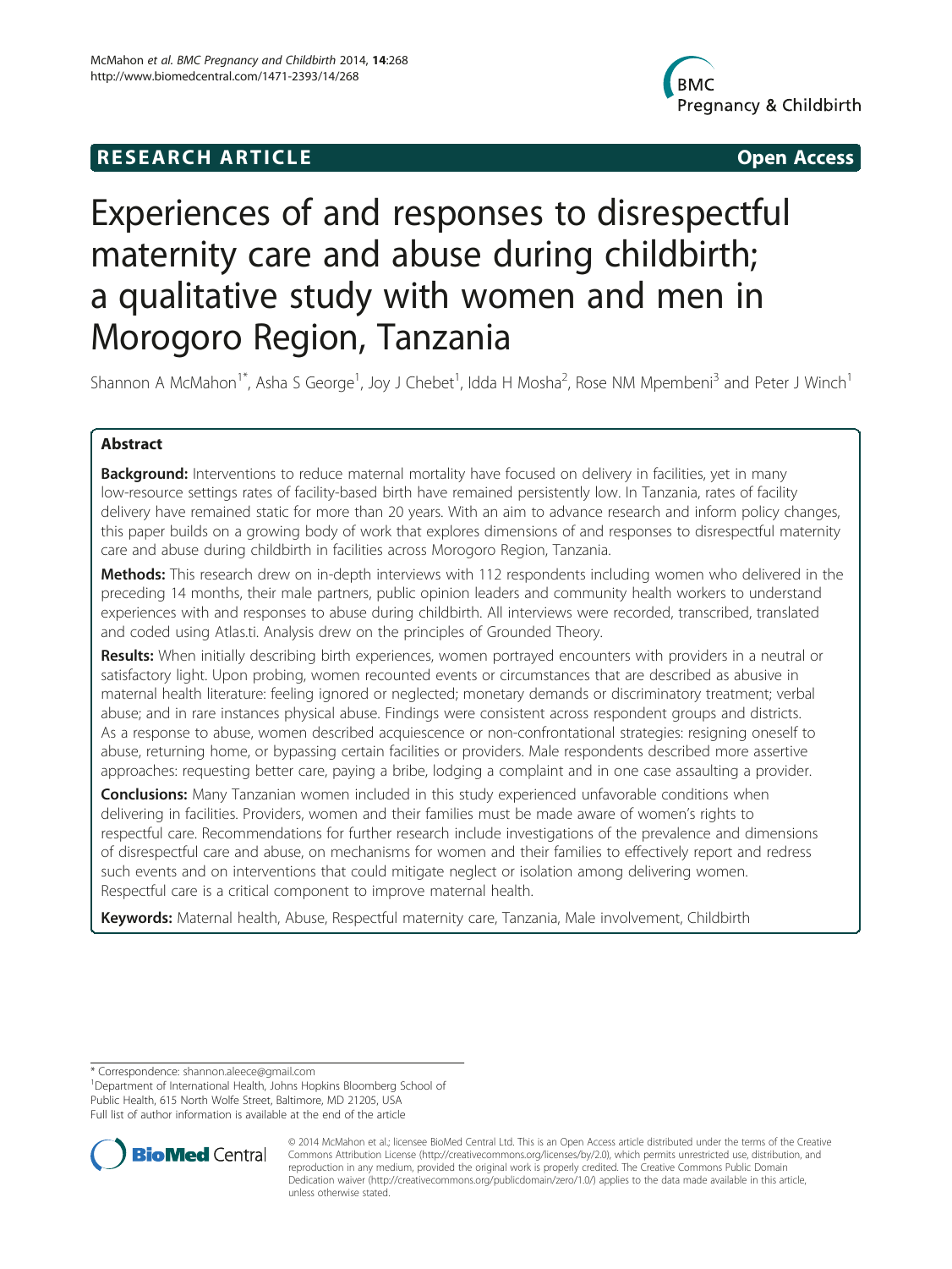RESEARCH ARTICLE Open Access

# Experiences of and responses to disrespectful maternity care and abuse during childbirth; a qualitative study with women and men in Morogoro Region, Tanzania

Shannon A McMahon[1*], Asha S George[1], Joy J Chebet[1], Idda H Mosha[2], Rose NM Mpembeni[3] and Peter J Winch[1]

## Abstract

**Background:** Interventions to reduce maternal mortality have focused on delivery in facilities, yet in many low-resource settings rates of facility-based birth have remained persistently low. In Tanzania, rates of facility delivery have remained static for more than 20 years. With an aim to advance research and inform policy changes, this paper builds on a growing body of work that explores dimensions of and responses to disrespectful maternity care and abuse during childbirth in facilities across Morogoro Region, Tanzania.

**Methods:** This research drew on in-depth interviews with 112 respondents including women who delivered in the preceding 14 months, their male partners, public opinion leaders and community health workers to understand experiences with and responses to abuse during childbirth. All interviews were recorded, transcribed, translated and coded using Atlas.ti. Analysis drew on the principles of Grounded Theory.

**Results:** When initially describing birth experiences, women portrayed encounters with providers in a neutral or satisfactory light. Upon probing, women recounted events or circumstances that are described as abusive in maternal health literature: feeling ignored or neglected; monetary demands or discriminatory treatment; verbal abuse; and in rare instances physical abuse. Findings were consistent across respondent groups and districts. As a response to abuse, women described acquiescence or non-confrontational strategies: resigning oneself to abuse, returning home, or bypassing certain facilities or providers. Male respondents described more assertive approaches: requesting better care, paying a bribe, lodging a complaint and in one case assaulting a provider.

**Conclusions:** Many Tanzanian women included in this study experienced unfavorable conditions when delivering in facilities. Providers, women and their families must be made aware of women's rights to respectful care. Recommendations for further research include investigations of the prevalence and dimensions of disrespectful care and abuse, on mechanisms for women and their families to effectively report and redress such events and on interventions that could mitigate neglect or isolation among delivering women. Respectful care is a critical component to improve maternal health.

**Keywords:** Maternal health, Abuse, Respectful maternity care, Tanzania, Male involvement, Childbirth

---

\* Correspondence: shannon.aleece@gmail.com
[1]Department of International Health, Johns Hopkins Bloomberg School of Public Health, 615 North Wolfe Street, Baltimore, MD 21205, USA
Full list of author information is available at the end of the article

© 2014 McMahon et al.; licensee BioMed Central Ltd. This is an Open Access article distributed under the terms of the Creative Commons Attribution License (http://creativecommons.org/licenses/by/2.0), which permits unrestricted use, distribution, and reproduction in any medium, provided the original work is properly credited. The Creative Commons Public Domain Dedication waiver (http://creativecommons.org/publicdomain/zero/1.0/) applies to the data made available in this article, unless otherwise stated.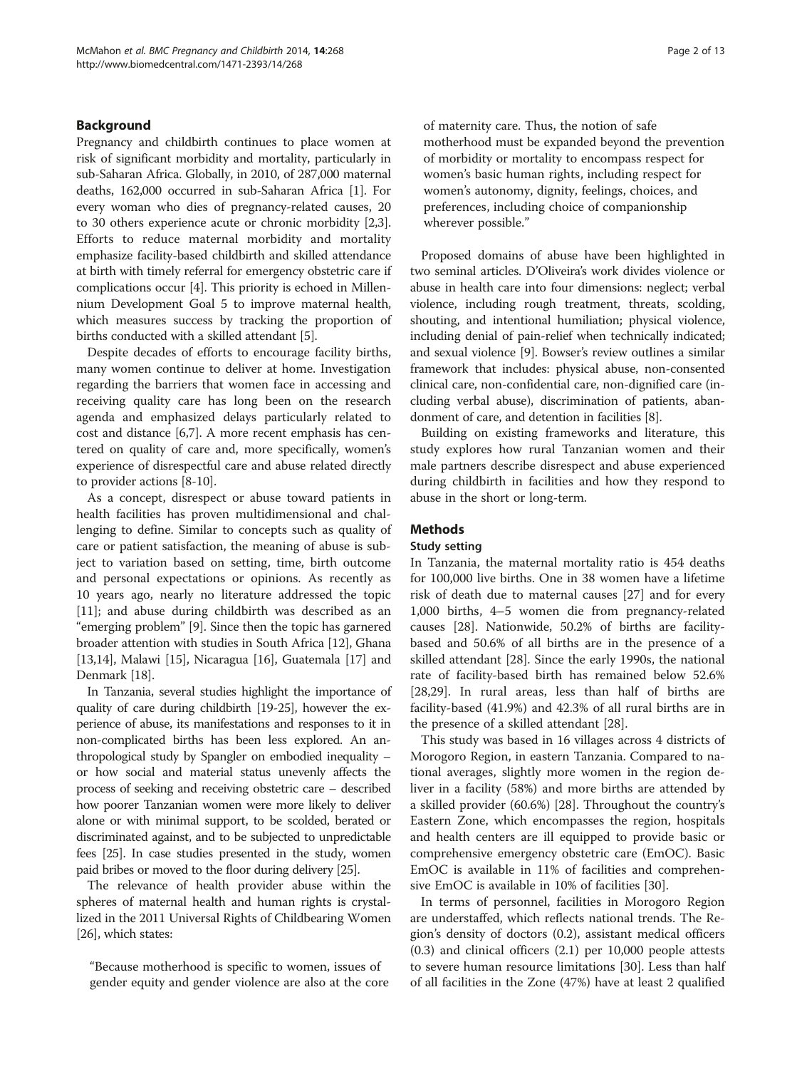## Background

Pregnancy and childbirth continues to place women at risk of significant morbidity and mortality, particularly in sub-Saharan Africa. Globally, in 2010, of 287,000 maternal deaths, 162,000 occurred in sub-Saharan Africa [1]. For every woman who dies of pregnancy-related causes, 20 to 30 others experience acute or chronic morbidity [2,3]. Efforts to reduce maternal morbidity and mortality emphasize facility-based childbirth and skilled attendance at birth with timely referral for emergency obstetric care if complications occur [4]. This priority is echoed in Millennium Development Goal 5 to improve maternal health, which measures success by tracking the proportion of births conducted with a skilled attendant [5].

Despite decades of efforts to encourage facility births, many women continue to deliver at home. Investigation regarding the barriers that women face in accessing and receiving quality care has long been on the research agenda and emphasized delays particularly related to cost and distance [6,7]. A more recent emphasis has centered on quality of care and, more specifically, women's experience of disrespectful care and abuse related directly to provider actions [8-10].

As a concept, disrespect or abuse toward patients in health facilities has proven multidimensional and challenging to define. Similar to concepts such as quality of care or patient satisfaction, the meaning of abuse is subject to variation based on setting, time, birth outcome and personal expectations or opinions. As recently as 10 years ago, nearly no literature addressed the topic [11]; and abuse during childbirth was described as an "emerging problem" [9]. Since then the topic has garnered broader attention with studies in South Africa [12], Ghana [13,14], Malawi [15], Nicaragua [16], Guatemala [17] and Denmark [18].

In Tanzania, several studies highlight the importance of quality of care during childbirth [19-25], however the experience of abuse, its manifestations and responses to it in non-complicated births has been less explored. An anthropological study by Spangler on embodied inequality – or how social and material status unevenly affects the process of seeking and receiving obstetric care – described how poorer Tanzanian women were more likely to deliver alone or with minimal support, to be scolded, berated or discriminated against, and to be subjected to unpredictable fees [25]. In case studies presented in the study, women paid bribes or moved to the floor during delivery [25].

The relevance of health provider abuse within the spheres of maternal health and human rights is crystallized in the 2011 Universal Rights of Childbearing Women [26], which states:

> "Because motherhood is specific to women, issues of gender equity and gender violence are also at the core of maternity care. Thus, the notion of safe motherhood must be expanded beyond the prevention of morbidity or mortality to encompass respect for women's basic human rights, including respect for women's autonomy, dignity, feelings, choices, and preferences, including choice of companionship wherever possible."

Proposed domains of abuse have been highlighted in two seminal articles. D'Oliveira's work divides violence or abuse in health care into four dimensions: neglect; verbal violence, including rough treatment, threats, scolding, shouting, and intentional humiliation; physical violence, including denial of pain-relief when technically indicated; and sexual violence [9]. Bowser's review outlines a similar framework that includes: physical abuse, non-consented clinical care, non-confidential care, non-dignified care (including verbal abuse), discrimination of patients, abandonment of care, and detention in facilities [8].

Building on existing frameworks and literature, this study explores how rural Tanzanian women and their male partners describe disrespect and abuse experienced during childbirth in facilities and how they respond to abuse in the short or long-term.

## Methods

### Study setting

In Tanzania, the maternal mortality ratio is 454 deaths for 100,000 live births. One in 38 women have a lifetime risk of death due to maternal causes [27] and for every 1,000 births, 4–5 women die from pregnancy-related causes [28]. Nationwide, 50.2% of births are facility-based and 50.6% of all births are in the presence of a skilled attendant [28]. Since the early 1990s, the national rate of facility-based birth has remained below 52.6% [28,29]. In rural areas, less than half of births are facility-based (41.9%) and 42.3% of all rural births are in the presence of a skilled attendant [28].

This study was based in 16 villages across 4 districts of Morogoro Region, in eastern Tanzania. Compared to national averages, slightly more women in the region deliver in a facility (58%) and more births are attended by a skilled provider (60.6%) [28]. Throughout the country's Eastern Zone, which encompasses the region, hospitals and health centers are ill equipped to provide basic or comprehensive emergency obstetric care (EmOC). Basic EmOC is available in 11% of facilities and comprehensive EmOC is available in 10% of facilities [30].

In terms of personnel, facilities in Morogoro Region are understaffed, which reflects national trends. The Region's density of doctors (0.2), assistant medical officers (0.3) and clinical officers (2.1) per 10,000 people attests to severe human resource limitations [30]. Less than half of all facilities in the Zone (47%) have at least 2 qualified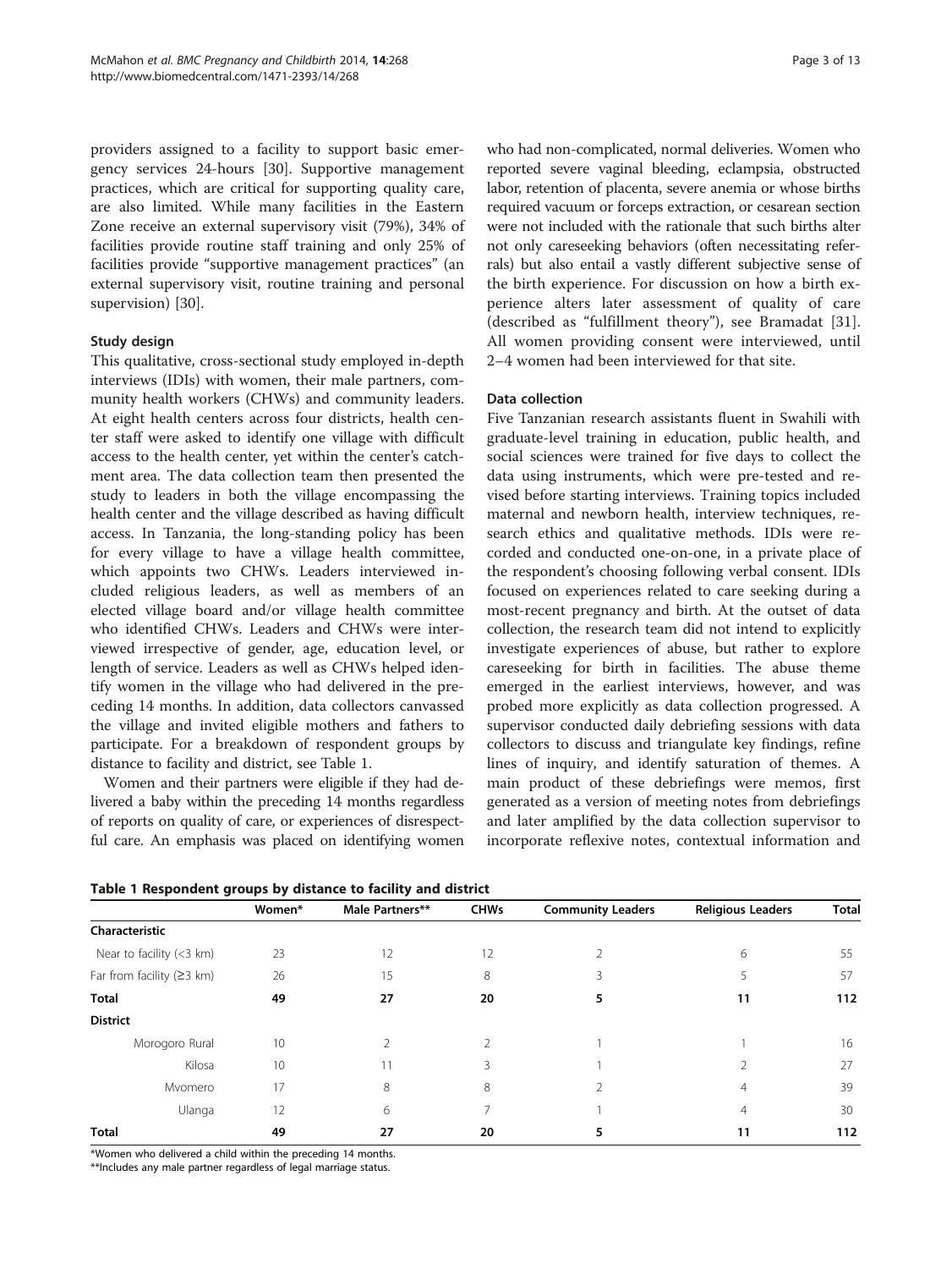providers assigned to a facility to support basic emergency services 24-hours [30]. Supportive management practices, which are critical for supporting quality care, are also limited. While many facilities in the Eastern Zone receive an external supervisory visit (79%), 34% of facilities provide routine staff training and only 25% of facilities provide "supportive management practices" (an external supervisory visit, routine training and personal supervision) [30].

### Study design

This qualitative, cross-sectional study employed in-depth interviews (IDIs) with women, their male partners, community health workers (CHWs) and community leaders. At eight health centers across four districts, health center staff were asked to identify one village with difficult access to the health center, yet within the center's catchment area. The data collection team then presented the study to leaders in both the village encompassing the health center and the village described as having difficult access. In Tanzania, the long-standing policy has been for every village to have a village health committee, which appoints two CHWs. Leaders interviewed included religious leaders, as well as members of an elected village board and/or village health committee who identified CHWs. Leaders and CHWs were interviewed irrespective of gender, age, education level, or length of service. Leaders as well as CHWs helped identify women in the village who had delivered in the preceding 14 months. In addition, data collectors canvassed the village and invited eligible mothers and fathers to participate. For a breakdown of respondent groups by distance to facility and district, see Table 1.

Women and their partners were eligible if they had delivered a baby within the preceding 14 months regardless of reports on quality of care, or experiences of disrespectful care. An emphasis was placed on identifying women who had non-complicated, normal deliveries. Women who reported severe vaginal bleeding, eclampsia, obstructed labor, retention of placenta, severe anemia or whose births required vacuum or forceps extraction, or cesarean section were not included with the rationale that such births alter not only careseeking behaviors (often necessitating referrals) but also entail a vastly different subjective sense of the birth experience. For discussion on how a birth experience alters later assessment of quality of care (described as "fulfillment theory"), see Bramadat [31]. All women providing consent were interviewed, until 2–4 women had been interviewed for that site.

### Data collection

Five Tanzanian research assistants fluent in Swahili with graduate-level training in education, public health, and social sciences were trained for five days to collect the data using instruments, which were pre-tested and revised before starting interviews. Training topics included maternal and newborn health, interview techniques, research ethics and qualitative methods. IDIs were recorded and conducted one-on-one, in a private place of the respondent's choosing following verbal consent. IDIs focused on experiences related to care seeking during a most-recent pregnancy and birth. At the outset of data collection, the research team did not intend to explicitly investigate experiences of abuse, but rather to explore careseeking for birth in facilities. The abuse theme emerged in the earliest interviews, however, and was probed more explicitly as data collection progressed. A supervisor conducted daily debriefing sessions with data collectors to discuss and triangulate key findings, refine lines of inquiry, and identify saturation of themes. A main product of these debriefings were memos, first generated as a version of meeting notes from debriefings and later amplified by the data collection supervisor to incorporate reflexive notes, contextual information and

**Table 1 Respondent groups by distance to facility and district**

| | Women* | Male Partners** | CHWs | Community Leaders | Religious Leaders | Total |
|---|---|---|---|---|---|---|
| **Characteristic** | | | | | | |
| Near to facility (<3 km) | 23 | 12 | 12 | 2 | 6 | 55 |
| Far from facility (≥3 km) | 26 | 15 | 8 | 3 | 5 | 57 |
| **Total** | **49** | **27** | **20** | **5** | **11** | **112** |
| **District** | | | | | | |
| Morogoro Rural | 10 | 2 | 2 | 1 | 1 | 16 |
| Kilosa | 10 | 11 | 3 | 1 | 2 | 27 |
| Mvomero | 17 | 8 | 8 | 2 | 4 | 39 |
| Ulanga | 12 | 6 | 7 | 1 | 4 | 30 |
| **Total** | **49** | **27** | **20** | **5** | **11** | **112** |

*Women who delivered a child within the preceding 14 months.
**Includes any male partner regardless of legal marriage status.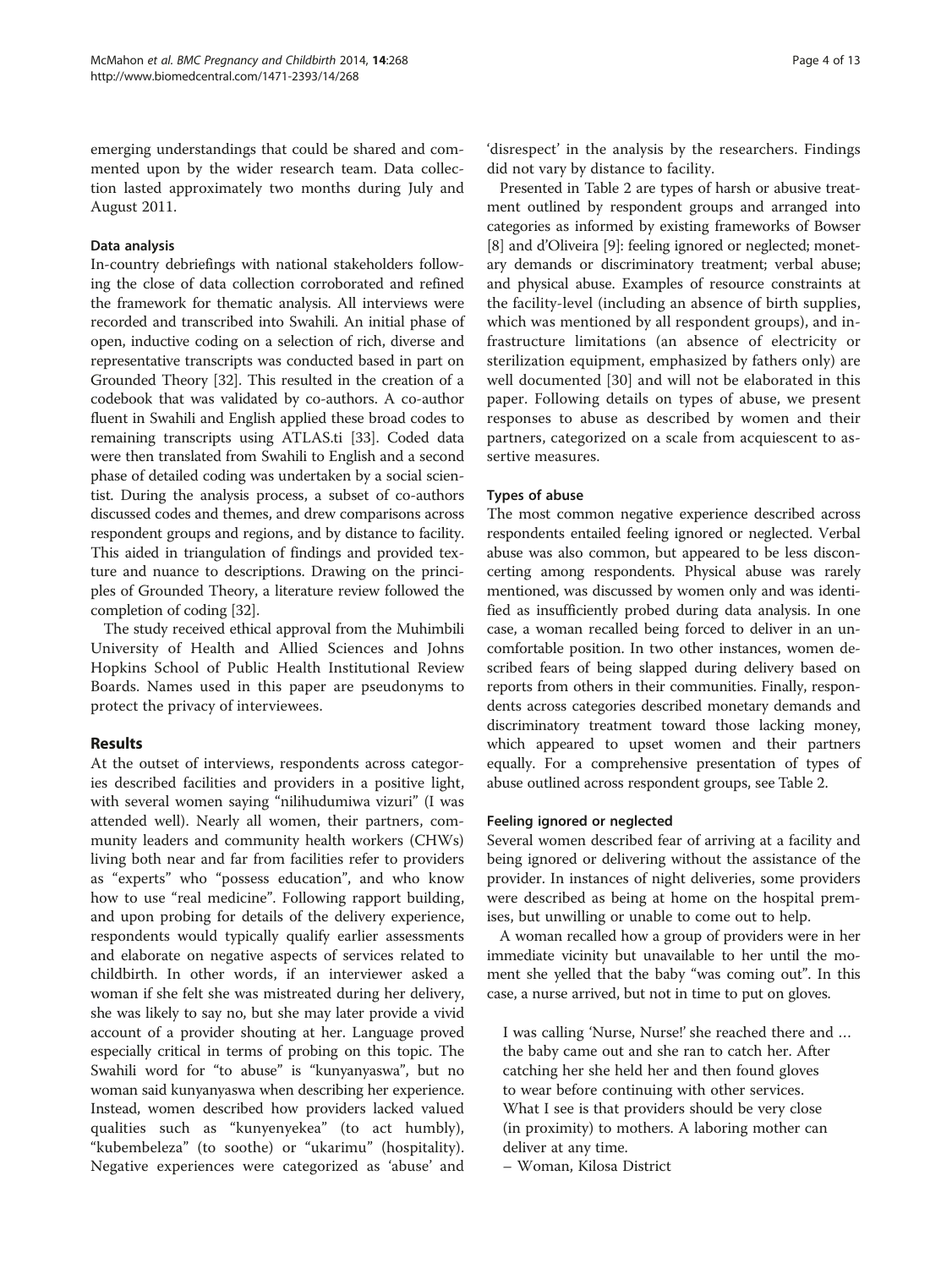emerging understandings that could be shared and commented upon by the wider research team. Data collection lasted approximately two months during July and August 2011.

### Data analysis

In-country debriefings with national stakeholders following the close of data collection corroborated and refined the framework for thematic analysis. All interviews were recorded and transcribed into Swahili. An initial phase of open, inductive coding on a selection of rich, diverse and representative transcripts was conducted based in part on Grounded Theory [32]. This resulted in the creation of a codebook that was validated by co-authors. A co-author fluent in Swahili and English applied these broad codes to remaining transcripts using ATLAS.ti [33]. Coded data were then translated from Swahili to English and a second phase of detailed coding was undertaken by a social scientist. During the analysis process, a subset of co-authors discussed codes and themes, and drew comparisons across respondent groups and regions, and by distance to facility. This aided in triangulation of findings and provided texture and nuance to descriptions. Drawing on the principles of Grounded Theory, a literature review followed the completion of coding [32].

The study received ethical approval from the Muhimbili University of Health and Allied Sciences and Johns Hopkins School of Public Health Institutional Review Boards. Names used in this paper are pseudonyms to protect the privacy of interviewees.

## Results

At the outset of interviews, respondents across categories described facilities and providers in a positive light, with several women saying "nilihudumiwa vizuri" (I was attended well). Nearly all women, their partners, community leaders and community health workers (CHWs) living both near and far from facilities refer to providers as "experts" who "possess education", and who know how to use "real medicine". Following rapport building, and upon probing for details of the delivery experience, respondents would typically qualify earlier assessments and elaborate on negative aspects of services related to childbirth. In other words, if an interviewer asked a woman if she felt she was mistreated during her delivery, she was likely to say no, but she may later provide a vivid account of a provider shouting at her. Language proved especially critical in terms of probing on this topic. The Swahili word for "to abuse" is "kunyanyaswa", but no woman said kunyanyaswa when describing her experience. Instead, women described how providers lacked valued qualities such as "kunyenyekea" (to act humbly), "kubembeleza" (to soothe) or "ukarimu" (hospitality). Negative experiences were categorized as 'abuse' and 'disrespect' in the analysis by the researchers. Findings did not vary by distance to facility.

Presented in Table 2 are types of harsh or abusive treatment outlined by respondent groups and arranged into categories as informed by existing frameworks of Bowser [8] and d'Oliveira [9]: feeling ignored or neglected; monetary demands or discriminatory treatment; verbal abuse; and physical abuse. Examples of resource constraints at the facility-level (including an absence of birth supplies, which was mentioned by all respondent groups), and infrastructure limitations (an absence of electricity or sterilization equipment, emphasized by fathers only) are well documented [30] and will not be elaborated in this paper. Following details on types of abuse, we present responses to abuse as described by women and their partners, categorized on a scale from acquiescent to assertive measures.

### Types of abuse

The most common negative experience described across respondents entailed feeling ignored or neglected. Verbal abuse was also common, but appeared to be less disconcerting among respondents. Physical abuse was rarely mentioned, was discussed by women only and was identified as insufficiently probed during data analysis. In one case, a woman recalled being forced to deliver in an uncomfortable position. In two other instances, women described fears of being slapped during delivery based on reports from others in their communities. Finally, respondents across categories described monetary demands and discriminatory treatment toward those lacking money, which appeared to upset women and their partners equally. For a comprehensive presentation of types of abuse outlined across respondent groups, see Table 2.

### Feeling ignored or neglected

Several women described fear of arriving at a facility and being ignored or delivering without the assistance of the provider. In instances of night deliveries, some providers were described as being at home on the hospital premises, but unwilling or unable to come out to help.

A woman recalled how a group of providers were in her immediate vicinity but unavailable to her until the moment she yelled that the baby "was coming out". In this case, a nurse arrived, but not in time to put on gloves.

> I was calling 'Nurse, Nurse!' she reached there and … the baby came out and she ran to catch her. After catching her she held her and then found gloves to wear before continuing with other services. What I see is that providers should be very close (in proximity) to mothers. A laboring mother can deliver at any time.
>
> – Woman, Kilosa District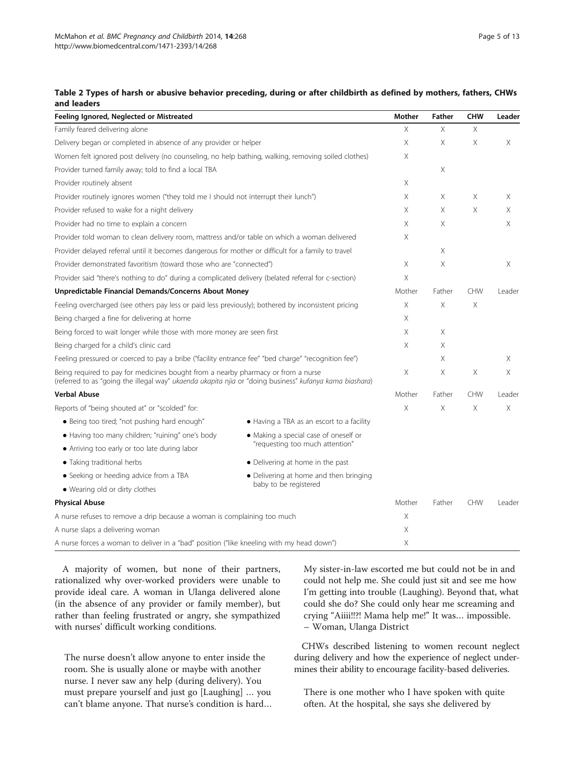**Table 2 Types of harsh or abusive behavior preceding, during or after childbirth as defined by mothers, fathers, CHWs and leaders**

| Feeling Ignored, Neglected or Mistreated | | Mother | Father | CHW | Leader |
|---|---|---|---|---|---|
| Family feared delivering alone | | X | X | X | |
| Delivery began or completed in absence of any provider or helper | | X | X | X | X |
| Women felt ignored post delivery (no counseling, no help bathing, walking, removing soiled clothes) | | X | | | |
| Provider turned family away; told to find a local TBA | | | X | | |
| Provider routinely absent | | X | | | |
| Provider routinely ignores women ("they told me I should not interrupt their lunch") | | X | X | X | X |
| Provider refused to wake for a night delivery | | X | X | X | X |
| Provider had no time to explain a concern | | X | X | | X |
| Provider told woman to clean delivery room, mattress and/or table on which a woman delivered | | X | | | |
| Provider delayed referral until it becomes dangerous for mother or difficult for a family to travel | | | X | | |
| Provider demonstrated favoritism (toward those who are "connected") | | X | X | | X |
| Provider said "there's nothing to do" during a complicated delivery (belated referral for c-section) | | X | | | |
| **Unpredictable Financial Demands/Concerns About Money** | | Mother | Father | CHW | Leader |
| Feeling overcharged (see others pay less or paid less previously); bothered by inconsistent pricing | | X | X | X | |
| Being charged a fine for delivering at home | | X | | | |
| Being forced to wait longer while those with more money are seen first | | X | X | | |
| Being charged for a child's clinic card | | X | X | | |
| Feeling pressured or coerced to pay a bribe ("facility entrance fee" "bed charge" "recognition fee") | | | X | | X |
| Being required to pay for medicines bought from a nearby pharmacy or from a nurse (referred to as "going the illegal way" *ukaenda ukapita njia* or "doing business" *kufanya kama biashara*) | | X | X | X | X |
| **Verbal Abuse** | | Mother | Father | CHW | Leader |
| Reports of "being shouted at" or "scolded" for: | | X | X | X | X |
| • Being too tired; "not pushing hard enough" | • Having a TBA as an escort to a facility | | | | |
| • Having too many children; "ruining" one's body | • Making a special case of oneself or "requesting too much attention" | | | | |
| • Arriving too early or too late during labor | | | | | |
| • Taking traditional herbs | • Delivering at home in the past | | | | |
| • Seeking or heeding advice from a TBA | • Delivering at home and then bringing baby to be registered | | | | |
| • Wearing old or dirty clothes | | | | | |
| **Physical Abuse** | | Mother | Father | CHW | Leader |
| A nurse refuses to remove a drip because a woman is complaining too much | | X | | | |
| A nurse slaps a delivering woman | | X | | | |
| A nurse forces a woman to deliver in a "bad" position ("like kneeling with my head down") | | X | | | |

A majority of women, but none of their partners, rationalized why over-worked providers were unable to provide ideal care. A woman in Ulanga delivered alone (in the absence of any provider or family member), but rather than feeling frustrated or angry, she sympathized with nurses' difficult working conditions.

> The nurse doesn't allow anyone to enter inside the room. She is usually alone or maybe with another nurse. I never saw any help (during delivery). You must prepare yourself and just go [Laughing] … you can't blame anyone. That nurse's condition is hard… My sister-in-law escorted me but could not be in and could not help me. She could just sit and see me how I'm getting into trouble (Laughing). Beyond that, what could she do? She could only hear me screaming and crying "Aiiii!!?! Mama help me!" It was… impossible.
> – Woman, Ulanga District

CHWs described listening to women recount neglect during delivery and how the experience of neglect undermines their ability to encourage facility-based deliveries.

> There is one mother who I have spoken with quite often. At the hospital, she says she delivered by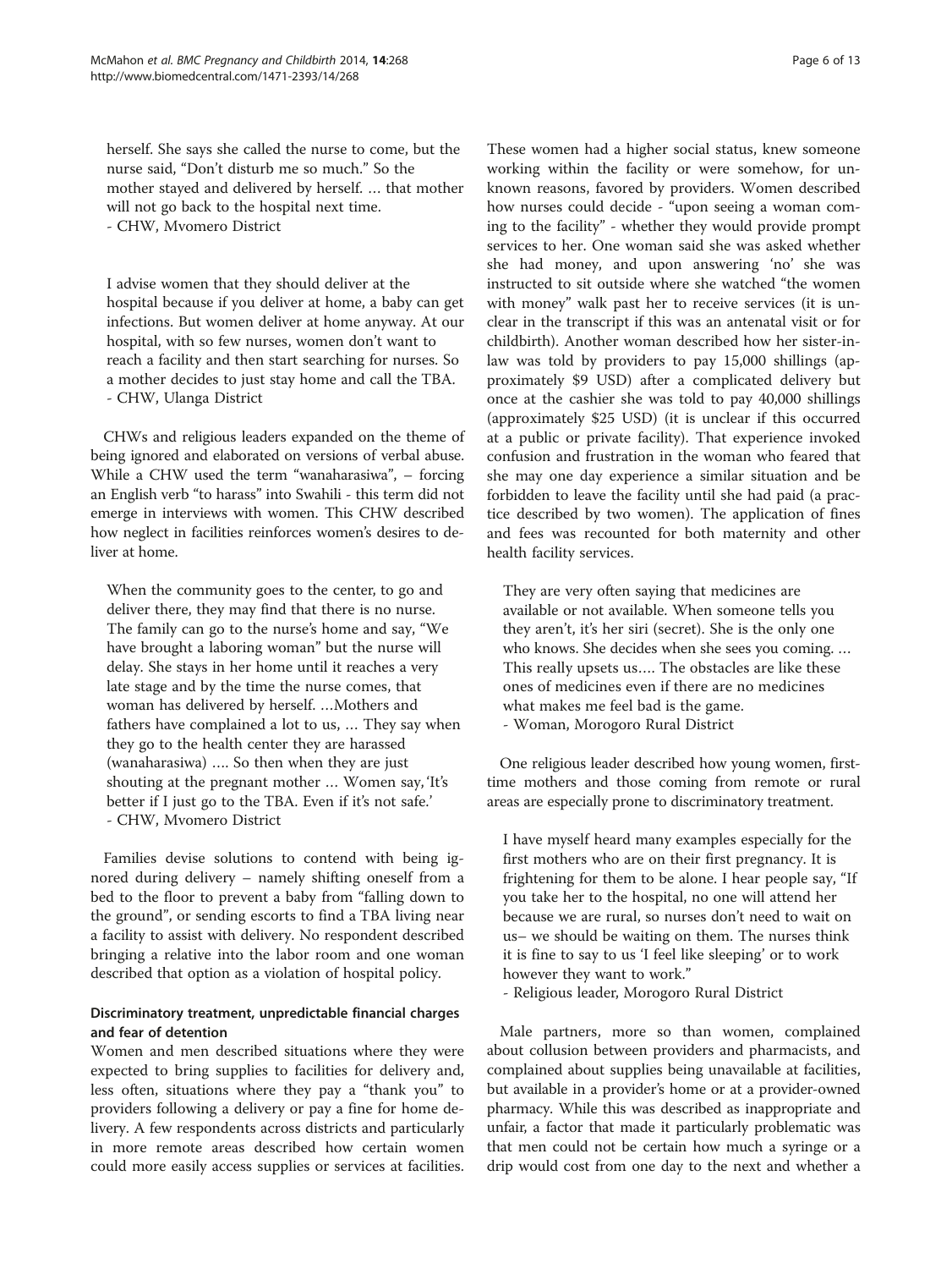herself. She says she called the nurse to come, but the nurse said, "Don't disturb me so much." So the mother stayed and delivered by herself. … that mother will not go back to the hospital next time.
- CHW, Mvomero District

I advise women that they should deliver at the hospital because if you deliver at home, a baby can get infections. But women deliver at home anyway. At our hospital, with so few nurses, women don't want to reach a facility and then start searching for nurses. So a mother decides to just stay home and call the TBA.
- CHW, Ulanga District

CHWs and religious leaders expanded on the theme of being ignored and elaborated on versions of verbal abuse. While a CHW used the term "wanaharasiwa", – forcing an English verb "to harass" into Swahili - this term did not emerge in interviews with women. This CHW described how neglect in facilities reinforces women's desires to deliver at home.

When the community goes to the center, to go and deliver there, they may find that there is no nurse. The family can go to the nurse's home and say, "We have brought a laboring woman" but the nurse will delay. She stays in her home until it reaches a very late stage and by the time the nurse comes, that woman has delivered by herself. …Mothers and fathers have complained a lot to us, … They say when they go to the health center they are harassed (wanaharasiwa) …. So then when they are just shouting at the pregnant mother … Women say, 'It's better if I just go to the TBA. Even if it's not safe.'
- CHW, Mvomero District

Families devise solutions to contend with being ignored during delivery – namely shifting oneself from a bed to the floor to prevent a baby from "falling down to the ground", or sending escorts to find a TBA living near a facility to assist with delivery. No respondent described bringing a relative into the labor room and one woman described that option as a violation of hospital policy.

### Discriminatory treatment, unpredictable financial charges and fear of detention

Women and men described situations where they were expected to bring supplies to facilities for delivery and, less often, situations where they pay a "thank you" to providers following a delivery or pay a fine for home delivery. A few respondents across districts and particularly in more remote areas described how certain women could more easily access supplies or services at facilities. These women had a higher social status, knew someone working within the facility or were somehow, for unknown reasons, favored by providers. Women described how nurses could decide - "upon seeing a woman coming to the facility" - whether they would provide prompt services to her. One woman said she was asked whether she had money, and upon answering 'no' she was instructed to sit outside where she watched "the women with money" walk past her to receive services (it is unclear in the transcript if this was an antenatal visit or for childbirth). Another woman described how her sister-in-law was told by providers to pay 15,000 shillings (approximately $9 USD) after a complicated delivery but once at the cashier she was told to pay 40,000 shillings (approximately $25 USD) (it is unclear if this occurred at a public or private facility). That experience invoked confusion and frustration in the woman who feared that she may one day experience a similar situation and be forbidden to leave the facility until she had paid (a practice described by two women). The application of fines and fees was recounted for both maternity and other health facility services.

They are very often saying that medicines are available or not available. When someone tells you they aren't, it's her siri (secret). She is the only one who knows. She decides when she sees you coming. … This really upsets us…. The obstacles are like these ones of medicines even if there are no medicines what makes me feel bad is the game.
- Woman, Morogoro Rural District

One religious leader described how young women, first-time mothers and those coming from remote or rural areas are especially prone to discriminatory treatment.

I have myself heard many examples especially for the first mothers who are on their first pregnancy. It is frightening for them to be alone. I hear people say, "If you take her to the hospital, no one will attend her because we are rural, so nurses don't need to wait on us– we should be waiting on them. The nurses think it is fine to say to us 'I feel like sleeping' or to work however they want to work."
- Religious leader, Morogoro Rural District

Male partners, more so than women, complained about collusion between providers and pharmacists, and complained about supplies being unavailable at facilities, but available in a provider's home or at a provider-owned pharmacy. While this was described as inappropriate and unfair, a factor that made it particularly problematic was that men could not be certain how much a syringe or a drip would cost from one day to the next and whether a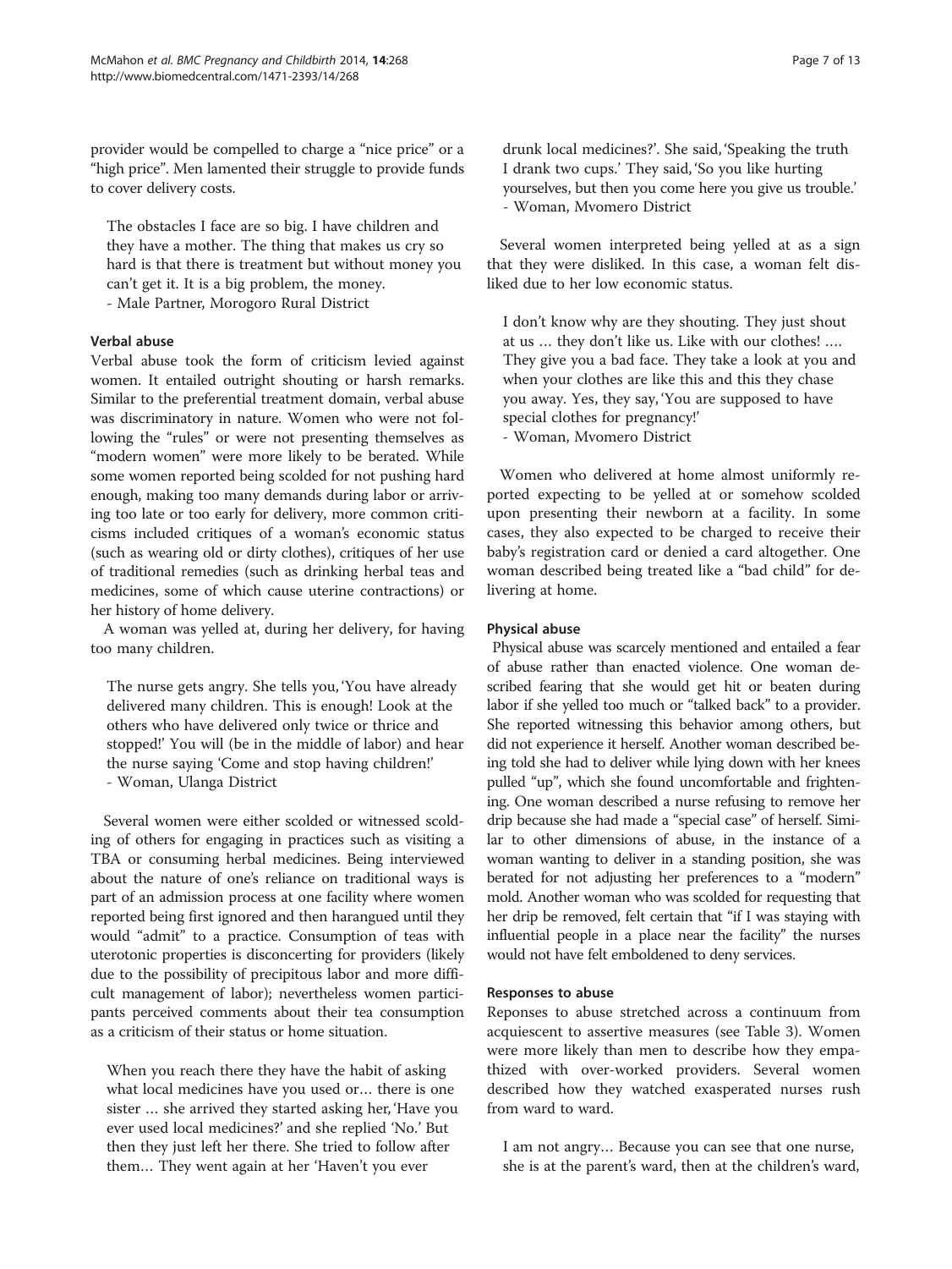provider would be compelled to charge a "nice price" or a "high price". Men lamented their struggle to provide funds to cover delivery costs.

> The obstacles I face are so big. I have children and they have a mother. The thing that makes us cry so hard is that there is treatment but without money you can't get it. It is a big problem, the money.
> - Male Partner, Morogoro Rural District

#### Verbal abuse

Verbal abuse took the form of criticism levied against women. It entailed outright shouting or harsh remarks. Similar to the preferential treatment domain, verbal abuse was discriminatory in nature. Women who were not following the "rules" or were not presenting themselves as "modern women" were more likely to be berated. While some women reported being scolded for not pushing hard enough, making too many demands during labor or arriving too late or too early for delivery, more common criticisms included critiques of a woman's economic status (such as wearing old or dirty clothes), critiques of her use of traditional remedies (such as drinking herbal teas and medicines, some of which cause uterine contractions) or her history of home delivery.

A woman was yelled at, during her delivery, for having too many children.

> The nurse gets angry. She tells you, 'You have already delivered many children. This is enough! Look at the others who have delivered only twice or thrice and stopped!' You will (be in the middle of labor) and hear the nurse saying 'Come and stop having children!'
> - Woman, Ulanga District

Several women were either scolded or witnessed scolding of others for engaging in practices such as visiting a TBA or consuming herbal medicines. Being interviewed about the nature of one's reliance on traditional ways is part of an admission process at one facility where women reported being first ignored and then harangued until they would "admit" to a practice. Consumption of teas with uterotonic properties is disconcerting for providers (likely due to the possibility of precipitous labor and more difficult management of labor); nevertheless women participants perceived comments about their tea consumption as a criticism of their status or home situation.

> When you reach there they have the habit of asking what local medicines have you used or… there is one sister … she arrived they started asking her, 'Have you ever used local medicines?' and she replied 'No.' But then they just left her there. She tried to follow after them… They went again at her 'Haven't you ever drunk local medicines?'. She said, 'Speaking the truth I drank two cups.' They said, 'So you like hurting yourselves, but then you come here you give us trouble.'
> - Woman, Mvomero District

Several women interpreted being yelled at as a sign that they were disliked. In this case, a woman felt disliked due to her low economic status.

> I don't know why are they shouting. They just shout at us … they don't like us. Like with our clothes! …. They give you a bad face. They take a look at you and when your clothes are like this and this they chase you away. Yes, they say, 'You are supposed to have special clothes for pregnancy!'
> - Woman, Mvomero District

Women who delivered at home almost uniformly reported expecting to be yelled at or somehow scolded upon presenting their newborn at a facility. In some cases, they also expected to be charged to receive their baby's registration card or denied a card altogether. One woman described being treated like a "bad child" for delivering at home.

#### Physical abuse

Physical abuse was scarcely mentioned and entailed a fear of abuse rather than enacted violence. One woman described fearing that she would get hit or beaten during labor if she yelled too much or "talked back" to a provider. She reported witnessing this behavior among others, but did not experience it herself. Another woman described being told she had to deliver while lying down with her knees pulled "up", which she found uncomfortable and frightening. One woman described a nurse refusing to remove her drip because she had made a "special case" of herself. Similar to other dimensions of abuse, in the instance of a woman wanting to deliver in a standing position, she was berated for not adjusting her preferences to a "modern" mold. Another woman who was scolded for requesting that her drip be removed, felt certain that "if I was staying with influential people in a place near the facility" the nurses would not have felt emboldened to deny services.

#### Responses to abuse

Responses to abuse stretched across a continuum from acquiescent to assertive measures (see Table 3). Women were more likely than men to describe how they empathized with over-worked providers. Several women described how they watched exasperated nurses rush from ward to ward.

> I am not angry… Because you can see that one nurse, she is at the parent's ward, then at the children's ward,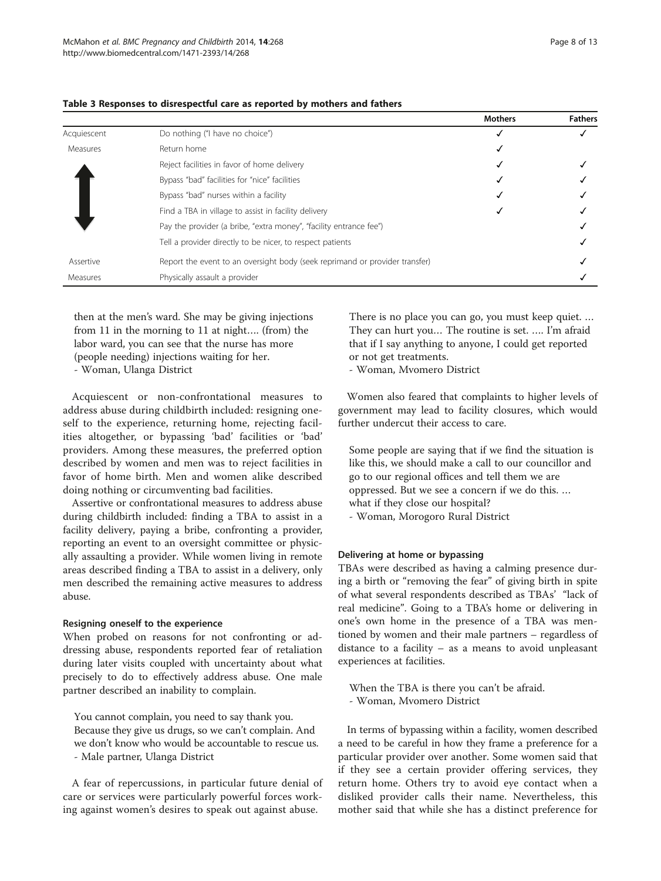**Table 3 Responses to disrespectful care as reported by mothers and fathers**

| | | Mothers | Fathers |
|---|---|---|---|
| Acquiescent | Do nothing ("I have no choice") | ✓ | ✓ |
| Measures | Return home | ✓ | |
| | Reject facilities in favor of home delivery | ✓ | ✓ |
| | Bypass "bad" facilities for "nice" facilities | ✓ | ✓ |
| | Bypass "bad" nurses within a facility | ✓ | ✓ |
| | Find a TBA in village to assist in facility delivery | ✓ | ✓ |
| | Pay the provider (a bribe, "extra money", "facility entrance fee") | | ✓ |
| | Tell a provider directly to be nicer, to respect patients | | ✓ |
| Assertive | Report the event to an oversight body (seek reprimand or provider transfer) | | ✓ |
| Measures | Physically assault a provider | | ✓ |

> then at the men's ward. She may be giving injections from 11 in the morning to 11 at night…. (from) the labor ward, you can see that the nurse has more (people needing) injections waiting for her.
> - Woman, Ulanga District

Acquiescent or non-confrontational measures to address abuse during childbirth included: resigning oneself to the experience, returning home, rejecting facilities altogether, or bypassing 'bad' facilities or 'bad' providers. Among these measures, the preferred option described by women and men was to reject facilities in favor of home birth. Men and women alike described doing nothing or circumventing bad facilities.

Assertive or confrontational measures to address abuse during childbirth included: finding a TBA to assist in a facility delivery, paying a bribe, confronting a provider, reporting an event to an oversight committee or physically assaulting a provider. While women living in remote areas described finding a TBA to assist in a delivery, only men described the remaining active measures to address abuse.

#### Resigning oneself to the experience

When probed on reasons for not confronting or addressing abuse, respondents reported fear of retaliation during later visits coupled with uncertainty about what precisely to do to effectively address abuse. One male partner described an inability to complain.

> You cannot complain, you need to say thank you. Because they give us drugs, so we can't complain. And we don't know who would be accountable to rescue us.
> - Male partner, Ulanga District

A fear of repercussions, in particular future denial of care or services were particularly powerful forces working against women's desires to speak out against abuse.

> There is no place you can go, you must keep quiet. … They can hurt you… The routine is set. …. I'm afraid that if I say anything to anyone, I could get reported or not get treatments.
> - Woman, Mvomero District

Women also feared that complaints to higher levels of government may lead to facility closures, which would further undercut their access to care.

> Some people are saying that if we find the situation is like this, we should make a call to our councillor and go to our regional offices and tell them we are oppressed. But we see a concern if we do this. … what if they close our hospital?
> - Woman, Morogoro Rural District

#### Delivering at home or bypassing

TBAs were described as having a calming presence during a birth or "removing the fear" of giving birth in spite of what several respondents described as TBAs' "lack of real medicine". Going to a TBA's home or delivering in one's own home in the presence of a TBA was mentioned by women and their male partners – regardless of distance to a facility – as a means to avoid unpleasant experiences at facilities.

> When the TBA is there you can't be afraid.
> - Woman, Mvomero District

In terms of bypassing within a facility, women described a need to be careful in how they frame a preference for a particular provider over another. Some women said that if they see a certain provider offering services, they return home. Others try to avoid eye contact when a disliked provider calls their name. Nevertheless, this mother said that while she has a distinct preference for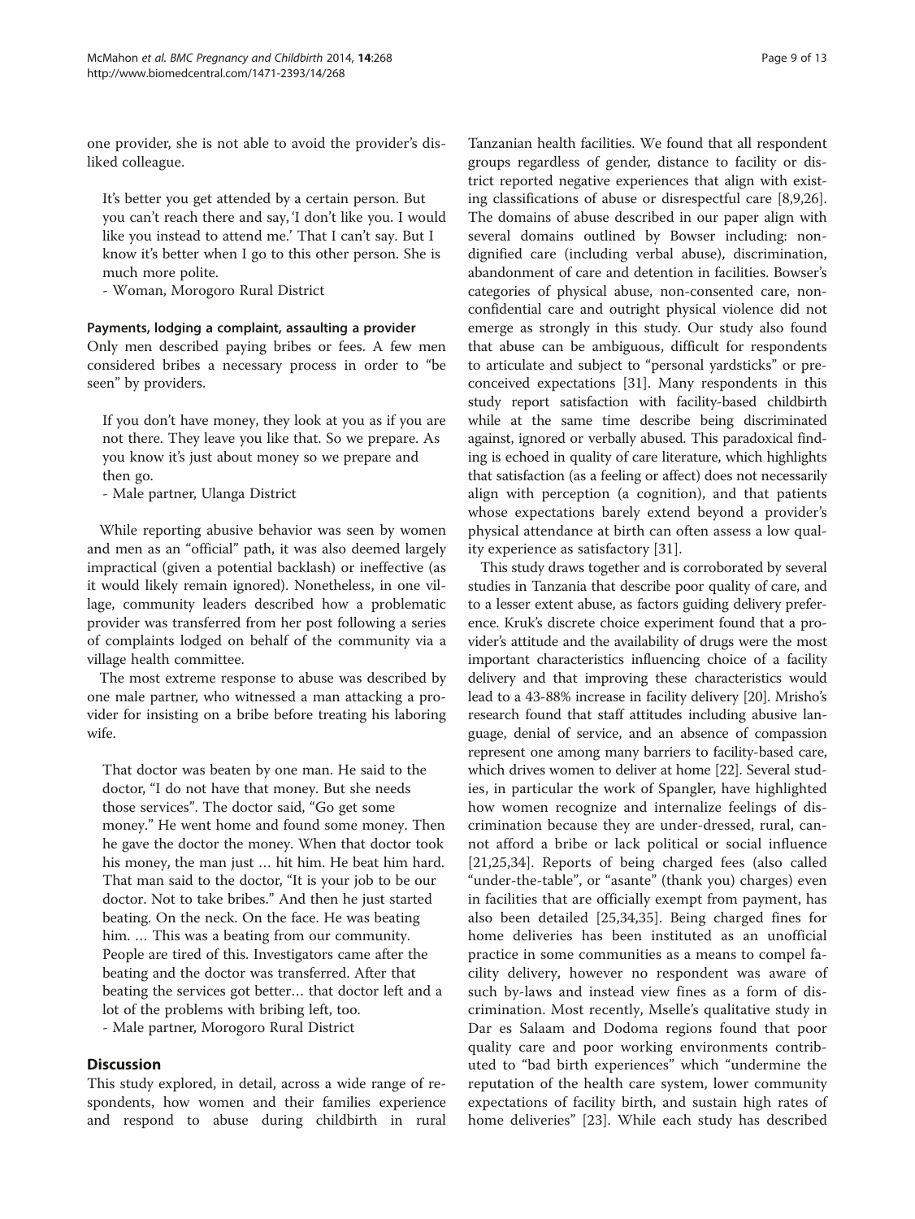one provider, she is not able to avoid the provider's disliked colleague.

> It's better you get attended by a certain person. But you can't reach there and say, 'I don't like you. I would like you instead to attend me.' That I can't say. But I know it's better when I go to this other person. She is much more polite.
>
> - Woman, Morogoro Rural District

#### Payments, lodging a complaint, assaulting a provider

Only men described paying bribes or fees. A few men considered bribes a necessary process in order to "be seen" by providers.

> If you don't have money, they look at you as if you are not there. They leave you like that. So we prepare. As you know it's just about money so we prepare and then go.
>
> - Male partner, Ulanga District

While reporting abusive behavior was seen by women and men as an "official" path, it was also deemed largely impractical (given a potential backlash) or ineffective (as it would likely remain ignored). Nonetheless, in one village, community leaders described how a problematic provider was transferred from her post following a series of complaints lodged on behalf of the community via a village health committee.

The most extreme response to abuse was described by one male partner, who witnessed a man attacking a provider for insisting on a bribe before treating his laboring wife.

> That doctor was beaten by one man. He said to the doctor, "I do not have that money. But she needs those services". The doctor said, "Go get some money." He went home and found some money. Then he gave the doctor the money. When that doctor took his money, the man just … hit him. He beat him hard. That man said to the doctor, "It is your job to be our doctor. Not to take bribes." And then he just started beating. On the neck. On the face. He was beating him. … This was a beating from our community. People are tired of this. Investigators came after the beating and the doctor was transferred. After that beating the services got better… that doctor left and a lot of the problems with bribing left, too.
>
> - Male partner, Morogoro Rural District

## Discussion

This study explored, in detail, across a wide range of respondents, how women and their families experience and respond to abuse during childbirth in rural Tanzanian health facilities. We found that all respondent groups regardless of gender, distance to facility or district reported negative experiences that align with existing classifications of abuse or disrespectful care [8,9,26]. The domains of abuse described in our paper align with several domains outlined by Bowser including: non-dignified care (including verbal abuse), discrimination, abandonment of care and detention in facilities. Bowser's categories of physical abuse, non-consented care, non-confidential care and outright physical violence did not emerge as strongly in this study. Our study also found that abuse can be ambiguous, difficult for respondents to articulate and subject to "personal yardsticks" or preconceived expectations [31]. Many respondents in this study report satisfaction with facility-based childbirth while at the same time describe being discriminated against, ignored or verbally abused. This paradoxical finding is echoed in quality of care literature, which highlights that satisfaction (as a feeling or affect) does not necessarily align with perception (a cognition), and that patients whose expectations barely extend beyond a provider's physical attendance at birth can often assess a low quality experience as satisfactory [31].

This study draws together and is corroborated by several studies in Tanzania that describe poor quality of care, and to a lesser extent abuse, as factors guiding delivery preference. Kruk's discrete choice experiment found that a provider's attitude and the availability of drugs were the most important characteristics influencing choice of a facility delivery and that improving these characteristics would lead to a 43-88% increase in facility delivery [20]. Mrisho's research found that staff attitudes including abusive language, denial of service, and an absence of compassion represent one among many barriers to facility-based care, which drives women to deliver at home [22]. Several studies, in particular the work of Spangler, have highlighted how women recognize and internalize feelings of discrimination because they are under-dressed, rural, cannot afford a bribe or lack political or social influence [21,25,34]. Reports of being charged fees (also called "under-the-table", or "asante" (thank you) charges) even in facilities that are officially exempt from payment, has also been detailed [25,34,35]. Being charged fines for home deliveries has been instituted as an unofficial practice in some communities as a means to compel facility delivery, however no respondent was aware of such by-laws and instead view fines as a form of discrimination. Most recently, Mselle's qualitative study in Dar es Salaam and Dodoma regions found that poor quality care and poor working environments contributed to "bad birth experiences" which "undermine the reputation of the health care system, lower community expectations of facility birth, and sustain high rates of home deliveries" [23]. While each study has described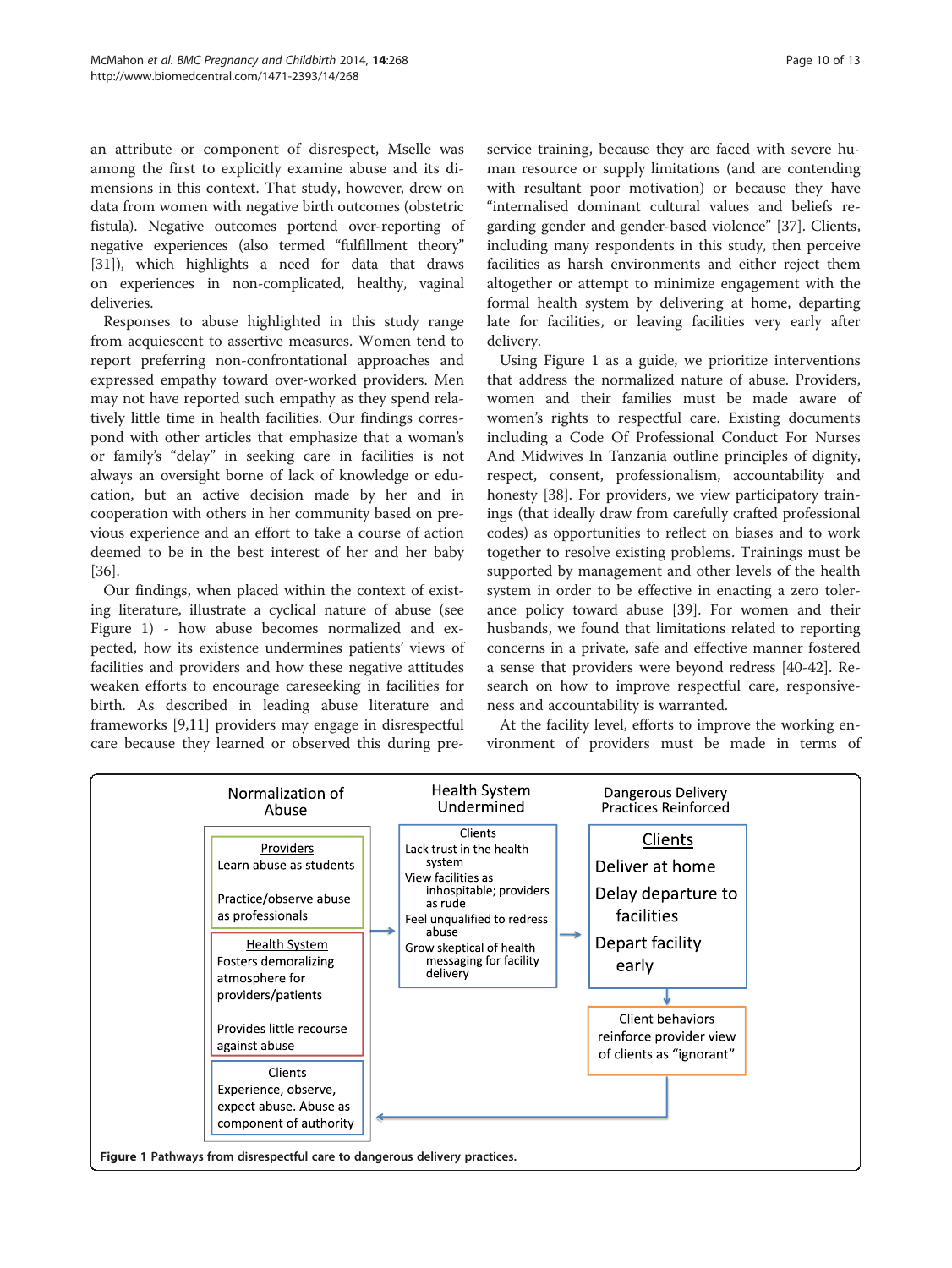an attribute or component of disrespect, Mselle was among the first to explicitly examine abuse and its dimensions in this context. That study, however, drew on data from women with negative birth outcomes (obstetric fistula). Negative outcomes portend over-reporting of negative experiences (also termed "fulfillment theory" [31]), which highlights a need for data that draws on experiences in non-complicated, healthy, vaginal deliveries.

Responses to abuse highlighted in this study range from acquiescent to assertive measures. Women tend to report preferring non-confrontational approaches and expressed empathy toward over-worked providers. Men may not have reported such empathy as they spend relatively little time in health facilities. Our findings correspond with other articles that emphasize that a woman's or family's "delay" in seeking care in facilities is not always an oversight borne of lack of knowledge or education, but an active decision made by her and in cooperation with others in her community based on previous experience and an effort to take a course of action deemed to be in the best interest of her and her baby [36].

Our findings, when placed within the context of existing literature, illustrate a cyclical nature of abuse (see Figure 1) - how abuse becomes normalized and expected, how its existence undermines patients' views of facilities and providers and how these negative attitudes weaken efforts to encourage careseeking in facilities for birth. As described in leading abuse literature and frameworks [9,11] providers may engage in disrespectful care because they learned or observed this during pre-service training, because they are faced with severe human resource or supply limitations (and are contending with resultant poor motivation) or because they have "internalised dominant cultural values and beliefs regarding gender and gender-based violence" [37]. Clients, including many respondents in this study, then perceive facilities as harsh environments and either reject them altogether or attempt to minimize engagement with the formal health system by delivering at home, departing late for facilities, or leaving facilities very early after delivery.

Using Figure 1 as a guide, we prioritize interventions that address the normalized nature of abuse. Providers, women and their families must be made aware of women's rights to respectful care. Existing documents including a Code Of Professional Conduct For Nurses And Midwives In Tanzania outline principles of dignity, respect, consent, professionalism, accountability and honesty [38]. For providers, we view participatory trainings (that ideally draw from carefully crafted professional codes) as opportunities to reflect on biases and to work together to resolve existing problems. Trainings must be supported by management and other levels of the health system in order to be effective in enacting a zero tolerance policy toward abuse [39]. For women and their husbands, we found that limitations related to reporting concerns in a private, safe and effective manner fostered a sense that providers were beyond redress [40-42]. Research on how to improve respectful care, responsiveness and accountability is warranted.

At the facility level, efforts to improve the working environment of providers must be made in terms of

**Normalization of Abuse**

- Providers: Learn abuse as students; Practice/observe abuse as professionals
- Health System: Fosters demoralizing atmosphere for providers/patients; Provides little recourse against abuse
- Clients: Experience, observe, expect abuse. Abuse as component of authority

**Health System Undermined**

- Clients: Lack trust in the health system; View facilities as inhospitable; providers as rude; Feel unqualified to redress abuse; Grow skeptical of health messaging for facility delivery

**Dangerous Delivery Practices Reinforced**

- Clients: Deliver at home; Delay departure to facilities; Depart facility early
- Client behaviors reinforce provider view of clients as "ignorant"

**Figure 1 Pathways from disrespectful care to dangerous delivery practices.**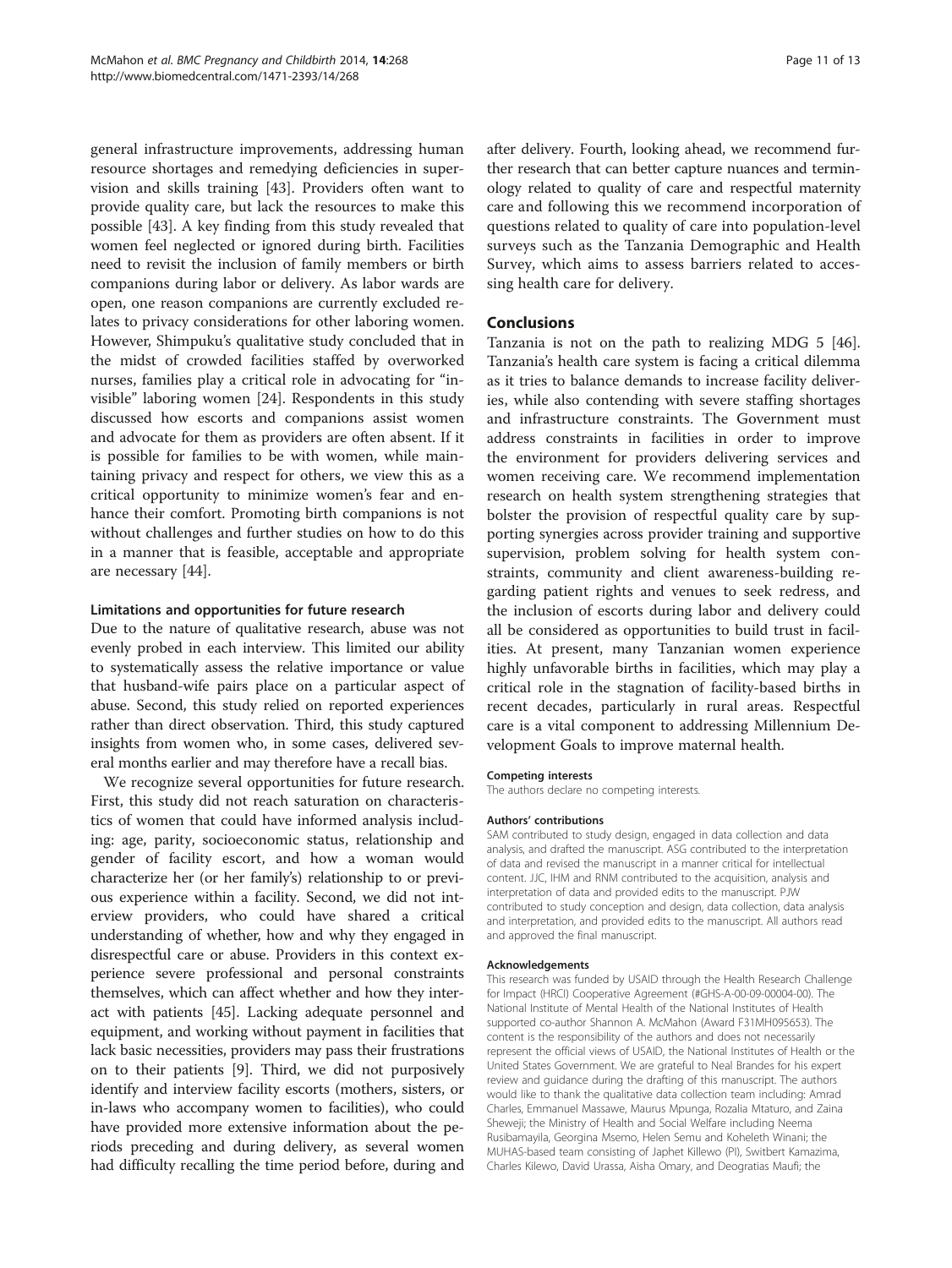general infrastructure improvements, addressing human resource shortages and remedying deficiencies in supervision and skills training [43]. Providers often want to provide quality care, but lack the resources to make this possible [43]. A key finding from this study revealed that women feel neglected or ignored during birth. Facilities need to revisit the inclusion of family members or birth companions during labor or delivery. As labor wards are open, one reason companions are currently excluded relates to privacy considerations for other laboring women. However, Shimpuku's qualitative study concluded that in the midst of crowded facilities staffed by overworked nurses, families play a critical role in advocating for "invisible" laboring women [24]. Respondents in this study discussed how escorts and companions assist women and advocate for them as providers are often absent. If it is possible for families to be with women, while maintaining privacy and respect for others, we view this as a critical opportunity to minimize women's fear and enhance their comfort. Promoting birth companions is not without challenges and further studies on how to do this in a manner that is feasible, acceptable and appropriate are necessary [44].

#### Limitations and opportunities for future research

Due to the nature of qualitative research, abuse was not evenly probed in each interview. This limited our ability to systematically assess the relative importance or value that husband-wife pairs place on a particular aspect of abuse. Second, this study relied on reported experiences rather than direct observation. Third, this study captured insights from women who, in some cases, delivered several months earlier and may therefore have a recall bias.

We recognize several opportunities for future research. First, this study did not reach saturation on characteristics of women that could have informed analysis including: age, parity, socioeconomic status, relationship and gender of facility escort, and how a woman would characterize her (or her family's) relationship to or previous experience within a facility. Second, we did not interview providers, who could have shared a critical understanding of whether, how and why they engaged in disrespectful care or abuse. Providers in this context experience severe professional and personal constraints themselves, which can affect whether and how they interact with patients [45]. Lacking adequate personnel and equipment, and working without payment in facilities that lack basic necessities, providers may pass their frustrations on to their patients [9]. Third, we did not purposively identify and interview facility escorts (mothers, sisters, or in-laws who accompany women to facilities), who could have provided more extensive information about the periods preceding and during delivery, as several women had difficulty recalling the time period before, during and after delivery. Fourth, looking ahead, we recommend further research that can better capture nuances and terminology related to quality of care and respectful maternity care and following this we recommend incorporation of questions related to quality of care into population-level surveys such as the Tanzania Demographic and Health Survey, which aims to assess barriers related to accessing health care for delivery.

## Conclusions

Tanzania is not on the path to realizing MDG 5 [46]. Tanzania's health care system is facing a critical dilemma as it tries to balance demands to increase facility deliveries, while also contending with severe staffing shortages and infrastructure constraints. The Government must address constraints in facilities in order to improve the environment for providers delivering services and women receiving care. We recommend implementation research on health system strengthening strategies that bolster the provision of respectful quality care by supporting synergies across provider training and supportive supervision, problem solving for health system constraints, community and client awareness-building regarding patient rights and venues to seek redress, and the inclusion of escorts during labor and delivery could all be considered as opportunities to build trust in facilities. At present, many Tanzanian women experience highly unfavorable births in facilities, which may play a critical role in the stagnation of facility-based births in recent decades, particularly in rural areas. Respectful care is a vital component to addressing Millennium Development Goals to improve maternal health.

#### Competing interests

The authors declare no competing interests.

#### Authors' contributions

SAM contributed to study design, engaged in data collection and data analysis, and drafted the manuscript. ASG contributed to the interpretation of data and revised the manuscript in a manner critical for intellectual content. JJC, IHM and RNM contributed to the acquisition, analysis and interpretation of data and provided edits to the manuscript. PJW contributed to study conception and design, data collection, data analysis and interpretation, and provided edits to the manuscript. All authors read and approved the final manuscript.

#### Acknowledgements

This research was funded by USAID through the Health Research Challenge for Impact (HRCI) Cooperative Agreement (#GHS-A-00-09-00004-00). The National Institute of Mental Health of the National Institutes of Health supported co-author Shannon A. McMahon (Award F31MH095653). The content is the responsibility of the authors and does not necessarily represent the official views of USAID, the National Institutes of Health or the United States Government. We are grateful to Neal Brandes for his expert review and guidance during the drafting of this manuscript. The authors would like to thank the qualitative data collection team including: Amrad Charles, Emmanuel Massawe, Maurus Mpunga, Rozalia Mtaturo, and Zaina Sheweji; the Ministry of Health and Social Welfare including Neema Rusibamayila, Georgina Msemo, Helen Semu and Koheleth Winani; the MUHAS-based team consisting of Japhet Killewo (PI), Switbert Kamazima, Charles Kilewo, David Urassa, Aisha Omary, and Deogratias Maufi; the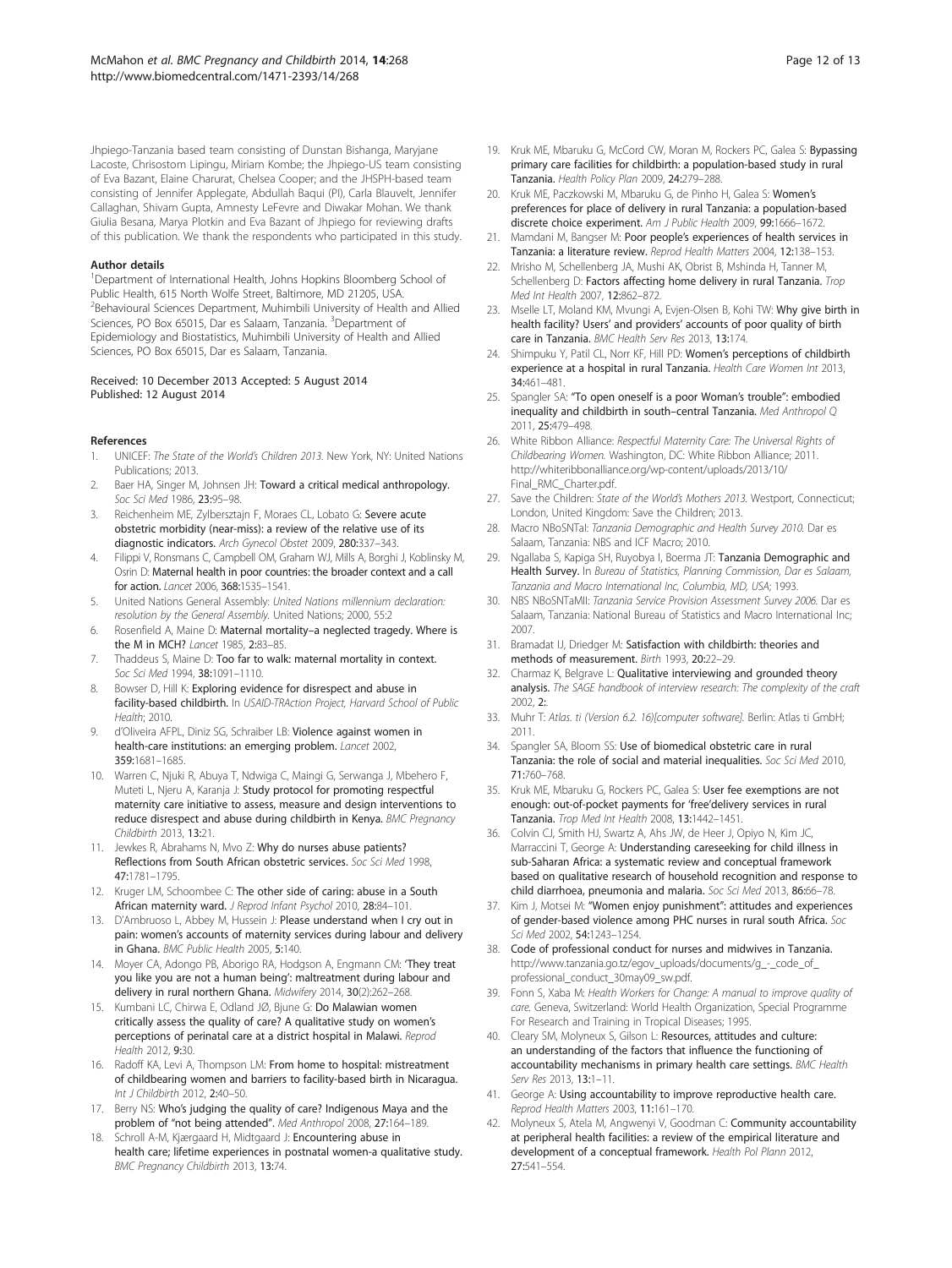Jhpiego-Tanzania based team consisting of Dunstan Bishanga, Maryjane Lacoste, Chrisostom Lipingu, Miriam Kombe; the Jhpiego-US team consisting of Eva Bazant, Elaine Charurat, Chelsea Cooper; and the JHSPH-based team consisting of Jennifer Applegate, Abdullah Baqui (PI), Carla Blauvelt, Jennifer Callaghan, Shivam Gupta, Amnesty LeFevre and Diwakar Mohan. We thank Giulia Besana, Marya Plotkin and Eva Bazant of Jhpiego for reviewing drafts of this publication. We thank the respondents who participated in this study.

#### Author details

[1]Department of International Health, Johns Hopkins Bloomberg School of Public Health, 615 North Wolfe Street, Baltimore, MD 21205, USA. [2]Behavioural Sciences Department, Muhimbili University of Health and Allied Sciences, PO Box 65015, Dar es Salaam, Tanzania. [3]Department of Epidemiology and Biostatistics, Muhimbili University of Health and Allied Sciences, PO Box 65015, Dar es Salaam, Tanzania.

Received: 10 December 2013 Accepted: 5 August 2014
Published: 12 August 2014

#### References

1. UNICEF: *The State of the World's Children 2013*. New York, NY: United Nations Publications; 2013.
2. Baer HA, Singer M, Johnsen JH: **Toward a critical medical anthropology.** *Soc Sci Med* 1986, **23:**95–98.
3. Reichenheim ME, Zylbersztajn F, Moraes CL, Lobato G: **Severe acute obstetric morbidity (near-miss): a review of the relative use of its diagnostic indicators.** *Arch Gynecol Obstet* 2009, **280:**337–343.
4. Filippi V, Ronsmans C, Campbell OM, Graham WJ, Mills A, Borghi J, Koblinsky M, Osrin D: **Maternal health in poor countries: the broader context and a call for action.** *Lancet* 2006, **368:**1535–1541.
5. United Nations General Assembly: *United Nations millennium declaration: resolution by the General Assembly*. United Nations; 2000, 55:2
6. Rosenfield A, Maine D: **Maternal mortality–a neglected tragedy. Where is the M in MCH?** *Lancet* 1985, **2:**83–85.
7. Thaddeus S, Maine D: **Too far to walk: maternal mortality in context.** *Soc Sci Med* 1994, **38:**1091–1110.
8. Bowser D, Hill K: **Exploring evidence for disrespect and abuse in facility-based childbirth.** In *USAID-TRAction Project, Harvard School of Public Health*; 2010.
9. d'Oliveira AFPL, Diniz SG, Schraiber LB: **Violence against women in health-care institutions: an emerging problem.** *Lancet* 2002, **359:**1681–1685.
10. Warren C, Njuki R, Abuya T, Ndwiga C, Maingi G, Serwanga J, Mbehero F, Muteti L, Njeru A, Karanja J: **Study protocol for promoting respectful maternity care initiative to assess, measure and design interventions to reduce disrespect and abuse during childbirth in Kenya.** *BMC Pregnancy Childbirth* 2013, **13:**21.
11. Jewkes R, Abrahams N, Mvo Z: **Why do nurses abuse patients? Reflections from South African obstetric services.** *Soc Sci Med* 1998, **47:**1781–1795.
12. Kruger LM, Schoombee C: **The other side of caring: abuse in a South African maternity ward.** *J Reprod Infant Psychol* 2010, **28:**84–101.
13. D'Ambruoso L, Abbey M, Hussein J: **Please understand when I cry out in pain: women's accounts of maternity services during labour and delivery in Ghana.** *BMC Public Health* 2005, **5:**140.
14. Moyer CA, Adongo PB, Aborigo RA, Hodgson A, Engmann CM: **'They treat you like you are not a human being': maltreatment during labour and delivery in rural northern Ghana.** *Midwifery* 2014, **30**(2):262–268.
15. Kumbani LC, Chirwa E, Odland JØ, Bjune G: **Do Malawian women critically assess the quality of care? A qualitative study on women's perceptions of perinatal care at a district hospital in Malawi.** *Reprod Health* 2012, **9:**30.
16. Radoff KA, Levi A, Thompson LM: **From home to hospital: mistreatment of childbearing women and barriers to facility-based birth in Nicaragua.** *Int J Childbirth* 2012, **2:**40–50.
17. Berry NS: **Who's judging the quality of care? Indigenous Maya and the problem of "not being attended".** *Med Anthropol* 2008, **27:**164–189.
18. Schroll A-M, Kjærgaard H, Midtgaard J: **Encountering abuse in health care; lifetime experiences in postnatal women-a qualitative study.** *BMC Pregnancy Childbirth* 2013, **13:**74.
19. Kruk ME, Mbaruku G, McCord CW, Moran M, Rockers PC, Galea S: **Bypassing primary care facilities for childbirth: a population-based study in rural Tanzania.** *Health Policy Plan* 2009, **24:**279–288.
20. Kruk ME, Paczkowski M, Mbaruku G, de Pinho H, Galea S: **Women's preferences for place of delivery in rural Tanzania: a population-based discrete choice experiment.** *Am J Public Health* 2009, **99:**1666–1672.
21. Mamdani M, Bangser M: **Poor people's experiences of health services in Tanzania: a literature review.** *Reprod Health Matters* 2004, **12:**138–153.
22. Mrisho M, Schellenberg JA, Mushi AK, Obrist B, Mshinda H, Tanner M, Schellenberg D: **Factors affecting home delivery in rural Tanzania.** *Trop Med Int Health* 2007, **12:**862–872.
23. Mselle LT, Moland KM, Mvungi A, Evjen-Olsen B, Kohi TW: **Why give birth in health facility? Users' and providers' accounts of poor quality of birth care in Tanzania.** *BMC Health Serv Res* 2013, **13:**174.
24. Shimpuku Y, Patil CL, Norr KF, Hill PD: **Women's perceptions of childbirth experience at a hospital in rural Tanzania.** *Health Care Women Int* 2013, **34:**461–481.
25. Spangler SA: **"To open oneself is a poor Woman's trouble": embodied inequality and childbirth in south–central Tanzania.** *Med Anthropol Q* 2011, **25:**479–498.
26. White Ribbon Alliance: *Respectful Maternity Care: The Universal Rights of Childbearing Women*. Washington, DC: White Ribbon Alliance; 2011. http://whiteribbonalliance.org/wp-content/uploads/2013/10/Final_RMC_Charter.pdf.
27. Save the Children: *State of the World's Mothers 2013*. Westport, Connecticut; London, United Kingdom: Save the Children; 2013.
28. Macro NBoSNTaI: *Tanzania Demographic and Health Survey 2010*. Dar es Salaam, Tanzania: NBS and ICF Macro; 2010.
29. Ngallaba S, Kapiga SH, Ruyobya I, Boerma JT: **Tanzania Demographic and Health Survey.** In *Bureau of Statistics, Planning Commission, Dar es Salaam, Tanzania and Macro International Inc, Columbia, MD, USA*; 1993.
30. NBS NBoSNTaMII: *Tanzania Service Provision Assessment Survey 2006*. Dar es Salaam, Tanzania: National Bureau of Statistics and Macro International Inc; 2007.
31. Bramadat IJ, Driedger M: **Satisfaction with childbirth: theories and methods of measurement.** *Birth* 1993, **20:**22–29.
32. Charmaz K, Belgrave L: **Qualitative interviewing and grounded theory analysis.** *The SAGE handbook of interview research: The complexity of the craft* 2002, **2:**.
33. Muhr T: *Atlas. ti (Version 6.2. 16)[computer software]*. Berlin: Atlas ti GmbH; 2011.
34. Spangler SA, Bloom SS: **Use of biomedical obstetric care in rural Tanzania: the role of social and material inequalities.** *Soc Sci Med* 2010, **71:**760–768.
35. Kruk ME, Mbaruku G, Rockers PC, Galea S: **User fee exemptions are not enough: out-of-pocket payments for 'free'delivery services in rural Tanzania.** *Trop Med Int Health* 2008, **13:**1442–1451.
36. Colvin CJ, Smith HJ, Swartz A, Ahs JW, de Heer J, Opiyo N, Kim JC, Marraccini T, George A: **Understanding careseeking for child illness in sub-Saharan Africa: a systematic review and conceptual framework based on qualitative research of household recognition and response to child diarrhoea, pneumonia and malaria.** *Soc Sci Med* 2013, **86:**66–78.
37. Kim J, Motsei M: **"Women enjoy punishment": attitudes and experiences of gender-based violence among PHC nurses in rural south Africa.** *Soc Sci Med* 2002, **54:**1243–1254.
38. **Code of professional conduct for nurses and midwives in Tanzania.** http://www.tanzania.go.tz/egov_uploads/documents/g_-_code_of_professional_conduct_30may09_sw.pdf.
39. Fonn S, Xaba M: *Health Workers for Change: A manual to improve quality of care*. Geneva, Switzerland: World Health Organization, Special Programme For Research and Training in Tropical Diseases; 1995.
40. Cleary SM, Molyneux S, Gilson L: **Resources, attitudes and culture: an understanding of the factors that influence the functioning of accountability mechanisms in primary health care settings.** *BMC Health Serv Res* 2013, **13:**1–11.
41. George A: **Using accountability to improve reproductive health care.** *Reprod Health Matters* 2003, **11:**161–170.
42. Molyneux S, Atela M, Angwenyi V, Goodman C: **Community accountability at peripheral health facilities: a review of the empirical literature and development of a conceptual framework.** *Health Pol Plann* 2012, **27:**541–554.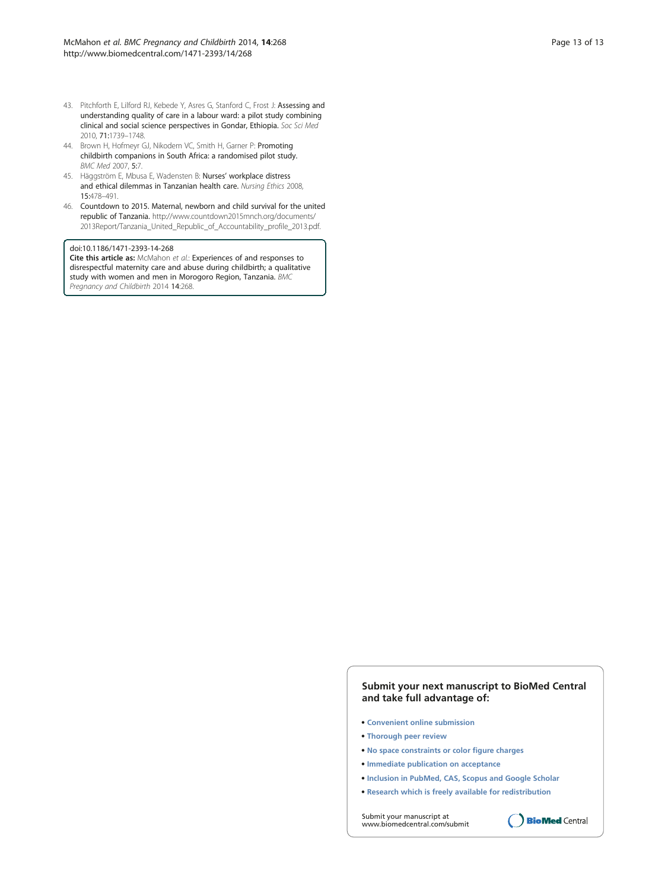43. Pitchforth E, Lilford RJ, Kebede Y, Asres G, Stanford C, Frost J: **Assessing and understanding quality of care in a labour ward: a pilot study combining clinical and social science perspectives in Gondar, Ethiopia.** *Soc Sci Med* 2010, **71:**1739–1748.
44. Brown H, Hofmeyr GJ, Nikodem VC, Smith H, Garner P: **Promoting childbirth companions in South Africa: a randomised pilot study.** *BMC Med* 2007, **5:**7.
45. Häggström E, Mbusa E, Wadensten B: **Nurses' workplace distress and ethical dilemmas in Tanzanian health care.** *Nursing Ethics* 2008, **15:**478–491.
46. **Countdown to 2015. Maternal, newborn and child survival for the united republic of Tanzania.** http://www.countdown2015mnch.org/documents/2013Report/Tanzania_United_Republic_of_Accountability_profile_2013.pdf.

doi:10.1186/1471-2393-14-268

**Cite this article as:** McMahon *et al.*: Experiences of and responses to disrespectful maternity care and abuse during childbirth; a qualitative study with women and men in Morogoro Region, Tanzania. *BMC Pregnancy and Childbirth* 2014 **14**:268.

**Submit your next manuscript to BioMed Central and take full advantage of:**

- **Convenient online submission**
- **Thorough peer review**
- **No space constraints or color figure charges**
- **Immediate publication on acceptance**
- **Inclusion in PubMed, CAS, Scopus and Google Scholar**
- **Research which is freely available for redistribution**

Submit your manuscript at www.biomedcentral.com/submit

BioMed Central